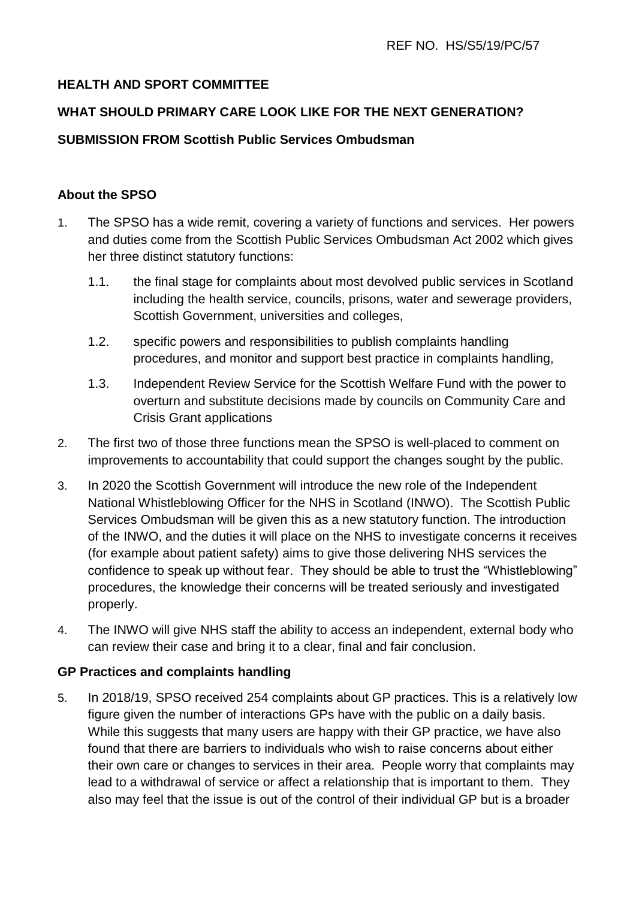REF NO. HS/S5/19/PC/57

**HEALTH AND SPORT COMMITTEE**

**WHAT SHOULD PRIMARY CARE LOOK LIKE FOR THE NEXT GENERATION?**

**SUBMISSION FROM Scottish Public Services Ombudsman**

## About the SPSO

1. The SPSO has a wide remit, covering a variety of functions and services. Her powers and duties come from the Scottish Public Services Ombudsman Act 2002 which gives her three distinct statutory functions:

   1.1. the final stage for complaints about most devolved public services in Scotland including the health service, councils, prisons, water and sewerage providers, Scottish Government, universities and colleges,

   1.2. specific powers and responsibilities to publish complaints handling procedures, and monitor and support best practice in complaints handling,

   1.3. Independent Review Service for the Scottish Welfare Fund with the power to overturn and substitute decisions made by councils on Community Care and Crisis Grant applications

2. The first two of those three functions mean the SPSO is well-placed to comment on improvements to accountability that could support the changes sought by the public.

3. In 2020 the Scottish Government will introduce the new role of the Independent National Whistleblowing Officer for the NHS in Scotland (INWO). The Scottish Public Services Ombudsman will be given this as a new statutory function. The introduction of the INWO, and the duties it will place on the NHS to investigate concerns it receives (for example about patient safety) aims to give those delivering NHS services the confidence to speak up without fear. They should be able to trust the "Whistleblowing" procedures, the knowledge their concerns will be treated seriously and investigated properly.

4. The INWO will give NHS staff the ability to access an independent, external body who can review their case and bring it to a clear, final and fair conclusion.

## GP Practices and complaints handling

5. In 2018/19, SPSO received 254 complaints about GP practices. This is a relatively low figure given the number of interactions GPs have with the public on a daily basis. While this suggests that many users are happy with their GP practice, we have also found that there are barriers to individuals who wish to raise concerns about either their own care or changes to services in their area. People worry that complaints may lead to a withdrawal of service or affect a relationship that is important to them. They also may feel that the issue is out of the control of their individual GP but is a broader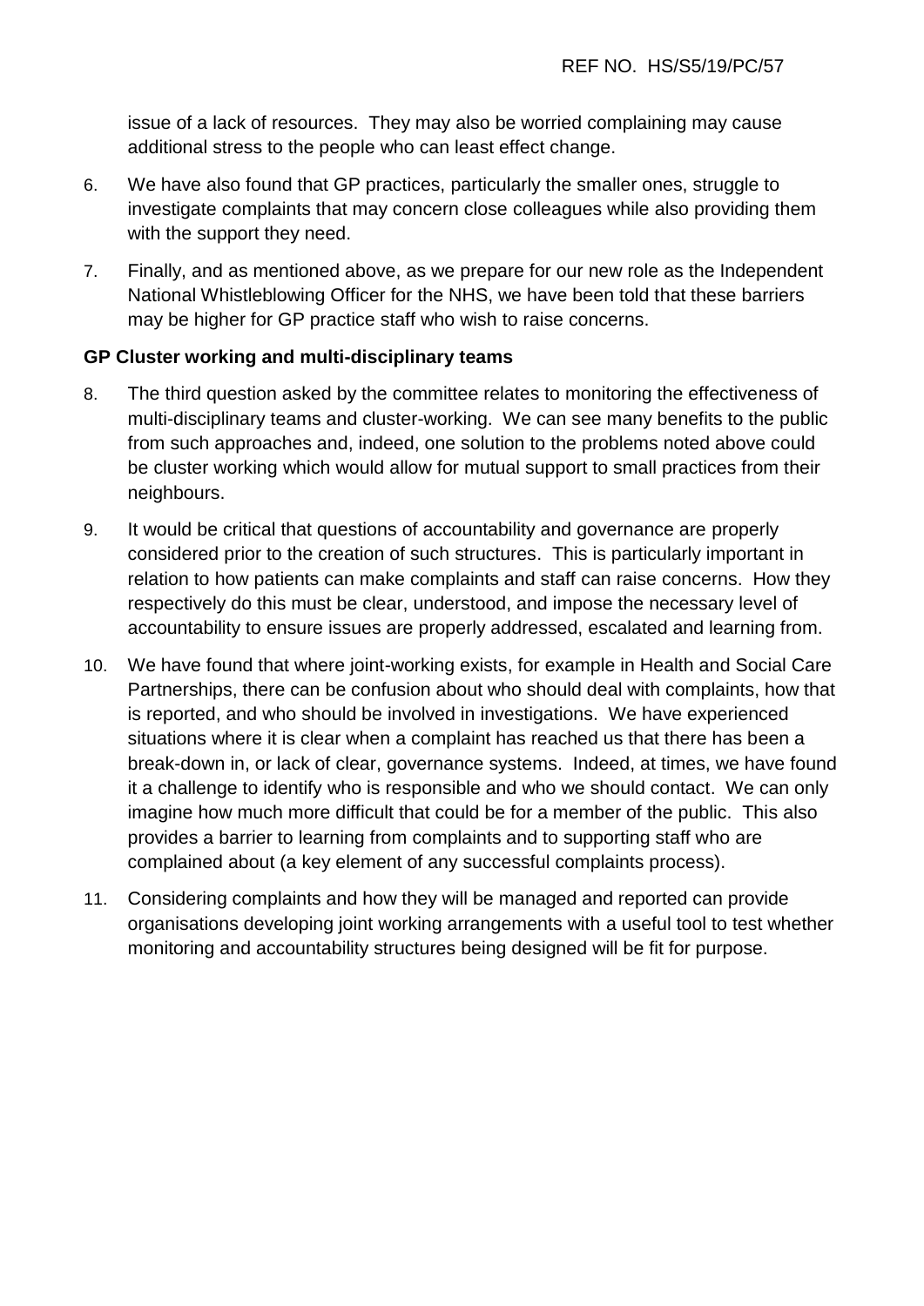issue of a lack of resources. They may also be worried complaining may cause additional stress to the people who can least effect change.

6. We have also found that GP practices, particularly the smaller ones, struggle to investigate complaints that may concern close colleagues while also providing them with the support they need.

7. Finally, and as mentioned above, as we prepare for our new role as the Independent National Whistleblowing Officer for the NHS, we have been told that these barriers may be higher for GP practice staff who wish to raise concerns.

**GP Cluster working and multi-disciplinary teams**

8. The third question asked by the committee relates to monitoring the effectiveness of multi-disciplinary teams and cluster-working. We can see many benefits to the public from such approaches and, indeed, one solution to the problems noted above could be cluster working which would allow for mutual support to small practices from their neighbours.

9. It would be critical that questions of accountability and governance are properly considered prior to the creation of such structures. This is particularly important in relation to how patients can make complaints and staff can raise concerns. How they respectively do this must be clear, understood, and impose the necessary level of accountability to ensure issues are properly addressed, escalated and learning from.

10. We have found that where joint-working exists, for example in Health and Social Care Partnerships, there can be confusion about who should deal with complaints, how that is reported, and who should be involved in investigations. We have experienced situations where it is clear when a complaint has reached us that there has been a break-down in, or lack of clear, governance systems. Indeed, at times, we have found it a challenge to identify who is responsible and who we should contact. We can only imagine how much more difficult that could be for a member of the public. This also provides a barrier to learning from complaints and to supporting staff who are complained about (a key element of any successful complaints process).

11. Considering complaints and how they will be managed and reported can provide organisations developing joint working arrangements with a useful tool to test whether monitoring and accountability structures being designed will be fit for purpose.